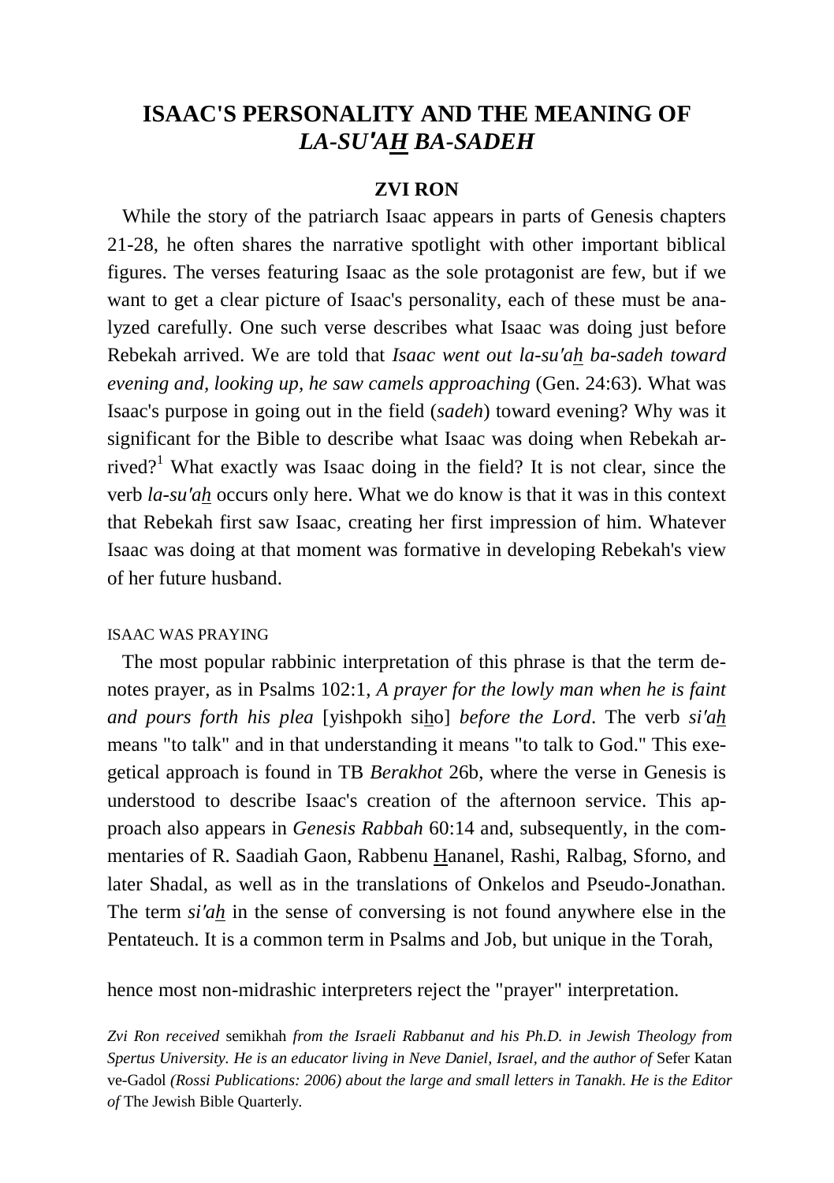# ISAAC'S PERSONALITY AND THE MEANING OF *LA-SU'AH BA-SADEH*

**ZVI RON**

While the story of the patriarch Isaac appears in parts of Genesis chapters 21-28, he often shares the narrative spotlight with other important biblical figures. The verses featuring Isaac as the sole protagonist are few, but if we want to get a clear picture of Isaac's personality, each of these must be analyzed carefully. One such verse describes what Isaac was doing just before Rebekah arrived. We are told that *Isaac went out la-su'ah ba-sadeh toward evening and, looking up, he saw camels approaching* (Gen. 24:63). What was Isaac's purpose in going out in the field (*sadeh*) toward evening? Why was it significant for the Bible to describe what Isaac was doing when Rebekah arrived?[1] What exactly was Isaac doing in the field? It is not clear, since the verb *la-su'ah* occurs only here. What we do know is that it was in this context that Rebekah first saw Isaac, creating her first impression of him. Whatever Isaac was doing at that moment was formative in developing Rebekah's view of her future husband.

ISAAC WAS PRAYING

The most popular rabbinic interpretation of this phrase is that the term denotes prayer, as in Psalms 102:1, *A prayer for the lowly man when he is faint and pours forth his plea* [yishpokh siho] *before the Lord*. The verb *si'ah* means "to talk" and in that understanding it means "to talk to God." This exegetical approach is found in TB *Berakhot* 26b, where the verse in Genesis is understood to describe Isaac's creation of the afternoon service. This approach also appears in *Genesis Rabbah* 60:14 and, subsequently, in the commentaries of R. Saadiah Gaon, Rabbenu Hananel, Rashi, Ralbag, Sforno, and later Shadal, as well as in the translations of Onkelos and Pseudo-Jonathan. The term *si'ah* in the sense of conversing is not found anywhere else in the Pentateuch. It is a common term in Psalms and Job, but unique in the Torah, hence most non-midrashic interpreters reject the "prayer" interpretation.

*Zvi Ron received* semikhah *from the Israeli Rabbanut and his Ph.D. in Jewish Theology from Spertus University. He is an educator living in Neve Daniel, Israel, and the author of* Sefer Katan ve-Gadol *(Rossi Publications: 2006) about the large and small letters in Tanakh. He is the Editor of* The Jewish Bible Quarterly.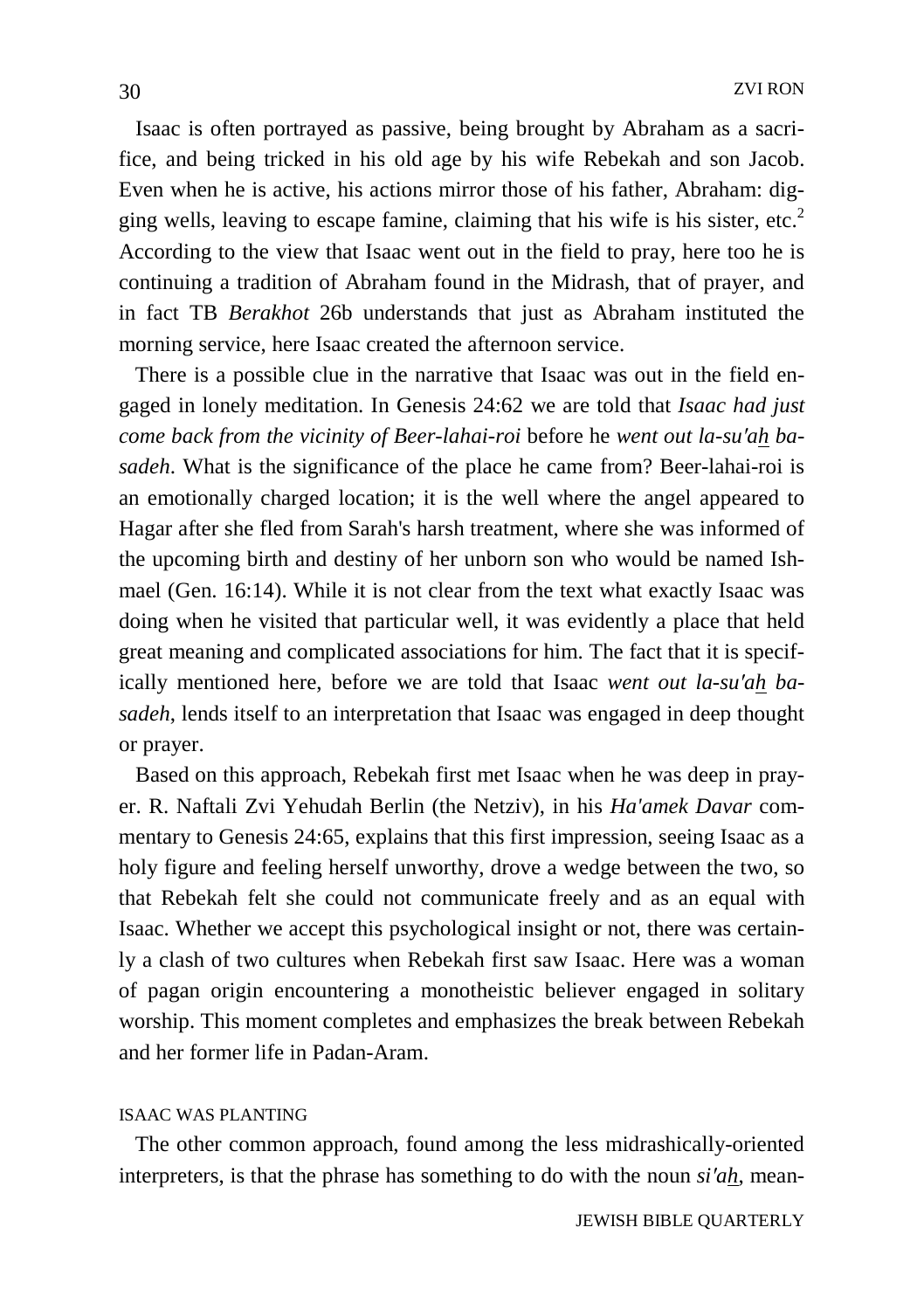Isaac is often portrayed as passive, being brought by Abraham as a sacrifice, and being tricked in his old age by his wife Rebekah and son Jacob. Even when he is active, his actions mirror those of his father, Abraham: digging wells, leaving to escape famine, claiming that his wife is his sister, etc.[2] According to the view that Isaac went out in the field to pray, here too he is continuing a tradition of Abraham found in the Midrash, that of prayer, and in fact TB *Berakhot* 26b understands that just as Abraham instituted the morning service, here Isaac created the afternoon service.

There is a possible clue in the narrative that Isaac was out in the field engaged in lonely meditation. In Genesis 24:62 we are told that *Isaac had just come back from the vicinity of Beer-lahai-roi* before he *went out la-su'ah ba-sadeh*. What is the significance of the place he came from? Beer-lahai-roi is an emotionally charged location; it is the well where the angel appeared to Hagar after she fled from Sarah's harsh treatment, where she was informed of the upcoming birth and destiny of her unborn son who would be named Ishmael (Gen. 16:14). While it is not clear from the text what exactly Isaac was doing when he visited that particular well, it was evidently a place that held great meaning and complicated associations for him. The fact that it is specifically mentioned here, before we are told that Isaac *went out la-su'ah ba-sadeh*, lends itself to an interpretation that Isaac was engaged in deep thought or prayer.

Based on this approach, Rebekah first met Isaac when he was deep in prayer. R. Naftali Zvi Yehudah Berlin (the Netziv), in his *Ha'amek Davar* commentary to Genesis 24:65, explains that this first impression, seeing Isaac as a holy figure and feeling herself unworthy, drove a wedge between the two, so that Rebekah felt she could not communicate freely and as an equal with Isaac. Whether we accept this psychological insight or not, there was certainly a clash of two cultures when Rebekah first saw Isaac. Here was a woman of pagan origin encountering a monotheistic believer engaged in solitary worship. This moment completes and emphasizes the break between Rebekah and her former life in Padan-Aram.

## ISAAC WAS PLANTING

The other common approach, found among the less midrashically-oriented interpreters, is that the phrase has something to do with the noun *si'ah*, mean-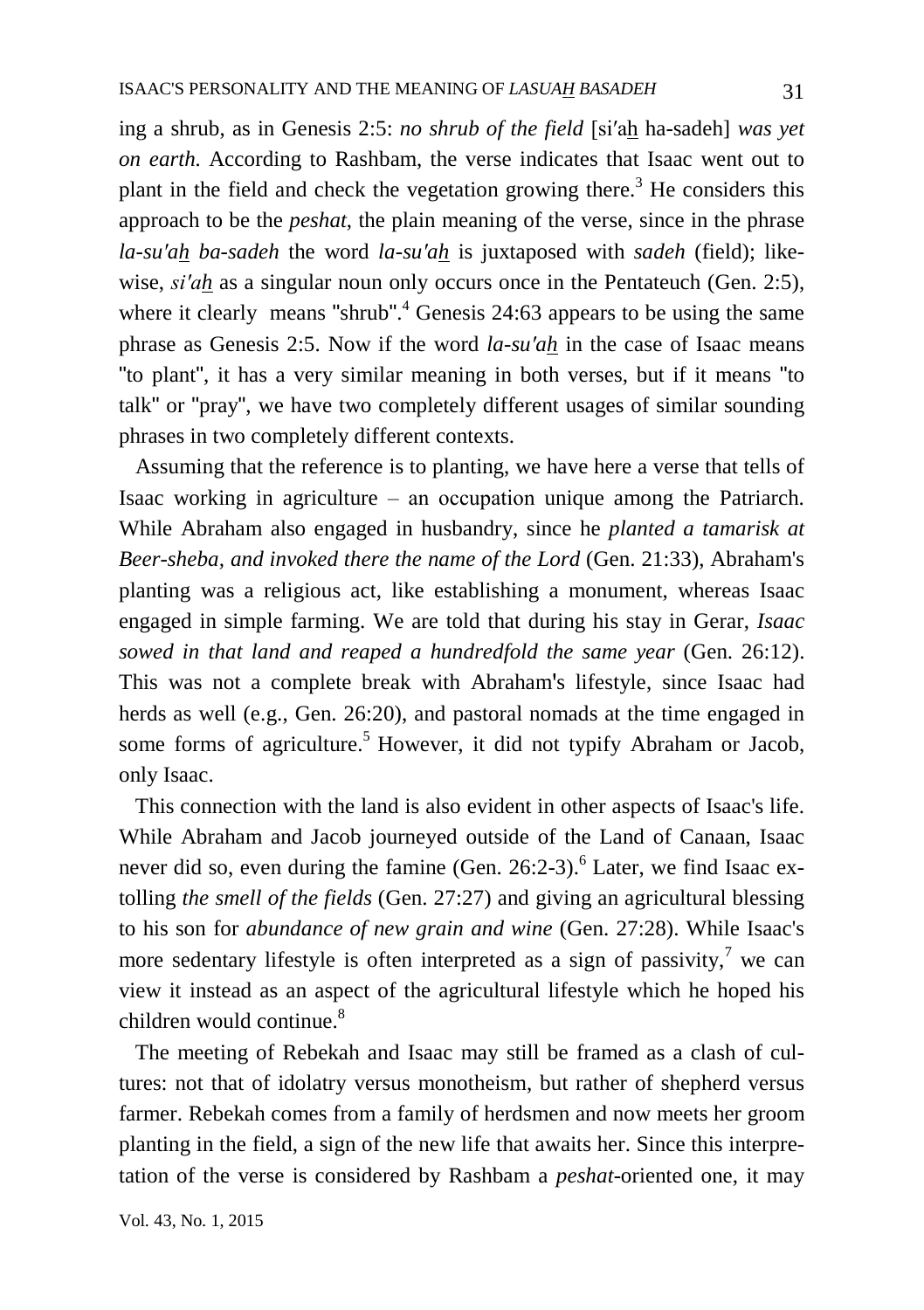ing a shrub, as in Genesis 2:5: *no shrub of the field* [si'ah ha-sadeh] *was yet on earth.* According to Rashbam, the verse indicates that Isaac went out to plant in the field and check the vegetation growing there.[3] He considers this approach to be the *peshat*, the plain meaning of the verse, since in the phrase *la-su'ah ba-sadeh* the word *la-su'ah* is juxtaposed with *sadeh* (field); likewise, *si'ah* as a singular noun only occurs once in the Pentateuch (Gen. 2:5), where it clearly means "shrub".[4] Genesis 24:63 appears to be using the same phrase as Genesis 2:5. Now if the word *la-su'ah* in the case of Isaac means "to plant", it has a very similar meaning in both verses, but if it means "to talk" or "pray", we have two completely different usages of similar sounding phrases in two completely different contexts.

Assuming that the reference is to planting, we have here a verse that tells of Isaac working in agriculture – an occupation unique among the Patriarch. While Abraham also engaged in husbandry, since he *planted a tamarisk at Beer-sheba, and invoked there the name of the Lord* (Gen. 21:33), Abraham's planting was a religious act, like establishing a monument, whereas Isaac engaged in simple farming. We are told that during his stay in Gerar, *Isaac sowed in that land and reaped a hundredfold the same year* (Gen. 26:12). This was not a complete break with Abraham's lifestyle, since Isaac had herds as well (e.g., Gen. 26:20), and pastoral nomads at the time engaged in some forms of agriculture.[5] However, it did not typify Abraham or Jacob, only Isaac.

This connection with the land is also evident in other aspects of Isaac's life. While Abraham and Jacob journeyed outside of the Land of Canaan, Isaac never did so, even during the famine (Gen. 26:2-3).[6] Later, we find Isaac extolling *the smell of the fields* (Gen. 27:27) and giving an agricultural blessing to his son for *abundance of new grain and wine* (Gen. 27:28). While Isaac's more sedentary lifestyle is often interpreted as a sign of passivity,[7] we can view it instead as an aspect of the agricultural lifestyle which he hoped his children would continue.[8]

The meeting of Rebekah and Isaac may still be framed as a clash of cultures: not that of idolatry versus monotheism, but rather of shepherd versus farmer. Rebekah comes from a family of herdsmen and now meets her groom planting in the field, a sign of the new life that awaits her. Since this interpretation of the verse is considered by Rashbam a *peshat*-oriented one, it may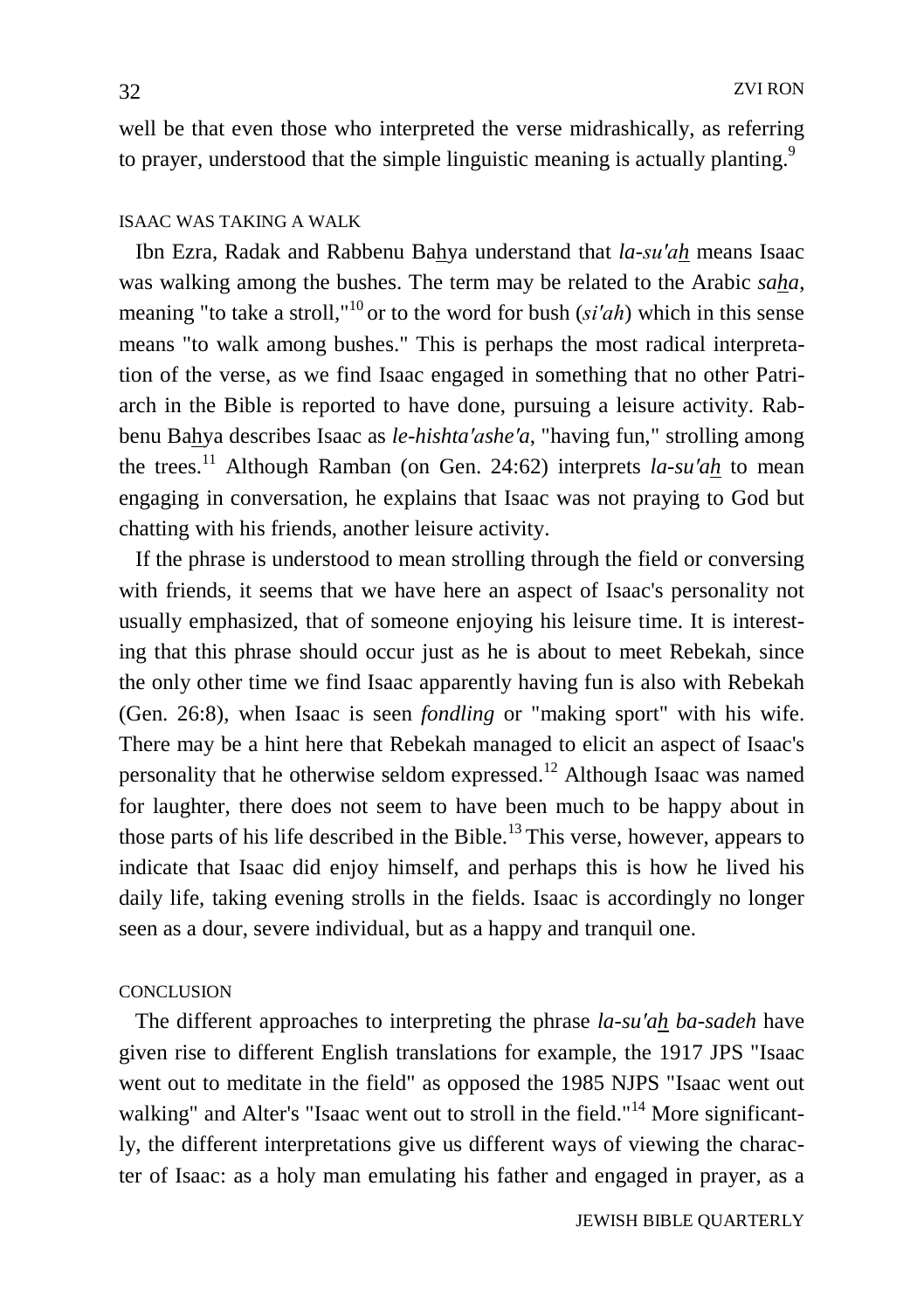well be that even those who interpreted the verse midrashically, as referring to prayer, understood that the simple linguistic meaning is actually planting.[9]

## ISAAC WAS TAKING A WALK

Ibn Ezra, Radak and Rabbenu Bahya understand that *la-su'ah* means Isaac was walking among the bushes. The term may be related to the Arabic *saha*, meaning "to take a stroll,"[10] or to the word for bush (*si'ah*) which in this sense means "to walk among bushes." This is perhaps the most radical interpretation of the verse, as we find Isaac engaged in something that no other Patriarch in the Bible is reported to have done, pursuing a leisure activity. Rabbenu Bahya describes Isaac as *le-hishta'ashe'a*, "having fun," strolling among the trees.[11] Although Ramban (on Gen. 24:62) interprets *la-su'ah* to mean engaging in conversation, he explains that Isaac was not praying to God but chatting with his friends, another leisure activity.

If the phrase is understood to mean strolling through the field or conversing with friends, it seems that we have here an aspect of Isaac's personality not usually emphasized, that of someone enjoying his leisure time. It is interesting that this phrase should occur just as he is about to meet Rebekah, since the only other time we find Isaac apparently having fun is also with Rebekah (Gen. 26:8), when Isaac is seen *fondling* or "making sport" with his wife. There may be a hint here that Rebekah managed to elicit an aspect of Isaac's personality that he otherwise seldom expressed.[12] Although Isaac was named for laughter, there does not seem to have been much to be happy about in those parts of his life described in the Bible.[13] This verse, however, appears to indicate that Isaac did enjoy himself, and perhaps this is how he lived his daily life, taking evening strolls in the fields. Isaac is accordingly no longer seen as a dour, severe individual, but as a happy and tranquil one.

## CONCLUSION

The different approaches to interpreting the phrase *la-su'ah ba-sadeh* have given rise to different English translations for example, the 1917 JPS "Isaac went out to meditate in the field" as opposed the 1985 NJPS "Isaac went out walking" and Alter's "Isaac went out to stroll in the field."[14] More significantly, the different interpretations give us different ways of viewing the character of Isaac: as a holy man emulating his father and engaged in prayer, as a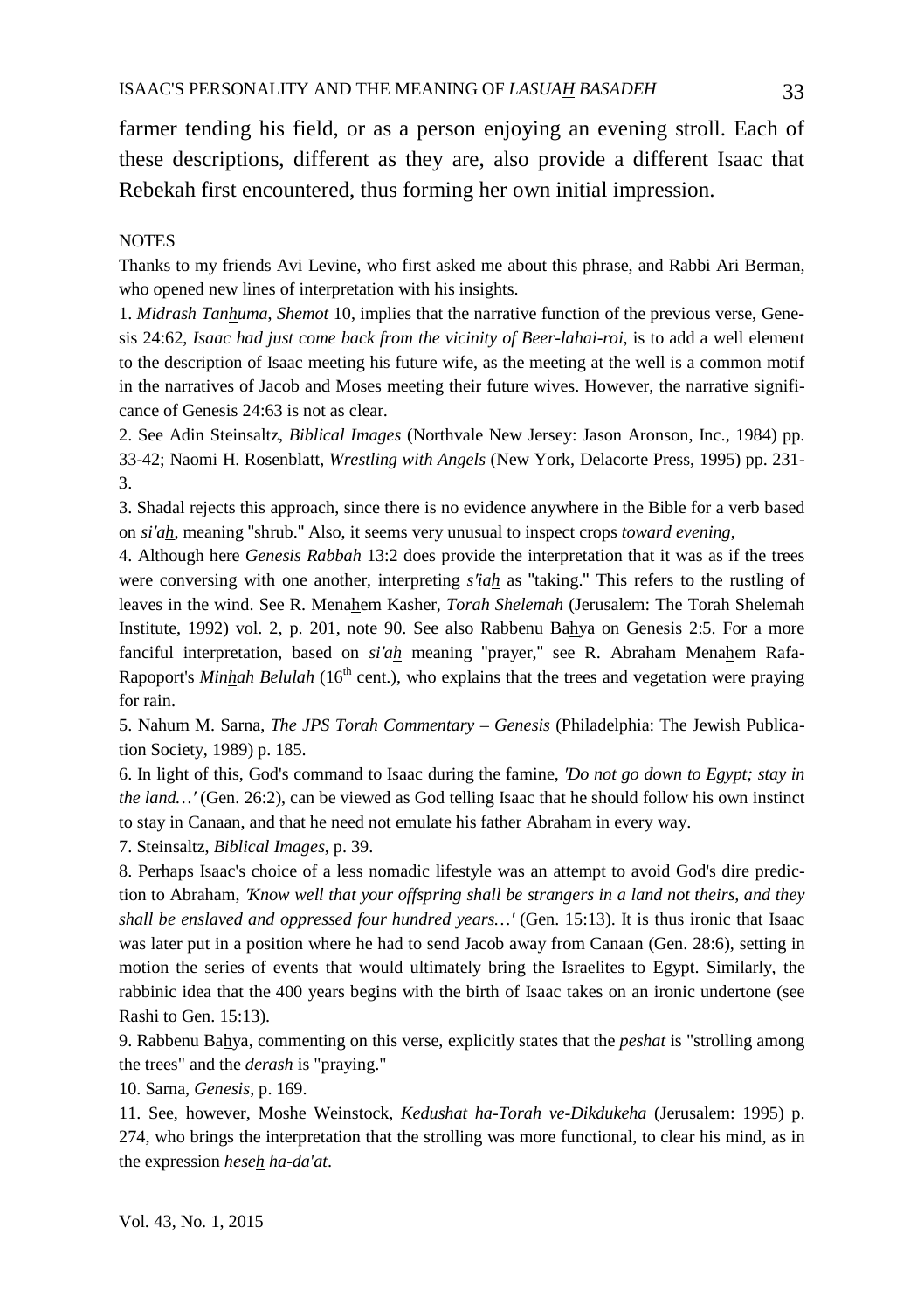farmer tending his field, or as a person enjoying an evening stroll. Each of these descriptions, different as they are, also provide a different Isaac that Rebekah first encountered, thus forming her own initial impression.

NOTES

Thanks to my friends Avi Levine, who first asked me about this phrase, and Rabbi Ari Berman, who opened new lines of interpretation with his insights.

1. *Midrash Tanhuma*, *Shemot* 10, implies that the narrative function of the previous verse, Genesis 24:62, *Isaac had just come back from the vicinity of Beer-lahai-roi*, is to add a well element to the description of Isaac meeting his future wife, as the meeting at the well is a common motif in the narratives of Jacob and Moses meeting their future wives. However, the narrative significance of Genesis 24:63 is not as clear.

2. See Adin Steinsaltz, *Biblical Images* (Northvale New Jersey: Jason Aronson, Inc., 1984) pp. 33-42; Naomi H. Rosenblatt, *Wrestling with Angels* (New York, Delacorte Press, 1995) pp. 231-3.

3. Shadal rejects this approach, since there is no evidence anywhere in the Bible for a verb based on *si'ah*, meaning "shrub." Also, it seems very unusual to inspect crops *toward evening*,

4. Although here *Genesis Rabbah* 13:2 does provide the interpretation that it was as if the trees were conversing with one another, interpreting *s'iah* as "taking." This refers to the rustling of leaves in the wind. See R. Menahem Kasher, *Torah Shelemah* (Jerusalem: The Torah Shelemah Institute, 1992) vol. 2, p. 201, note 90. See also Rabbenu Bahya on Genesis 2:5. For a more fanciful interpretation, based on *si'ah* meaning "prayer," see R. Abraham Menahem Rafa-Rapoport's *Minhah Belulah* (16th cent.), who explains that the trees and vegetation were praying for rain.

5. Nahum M. Sarna, *The JPS Torah Commentary – Genesis* (Philadelphia: The Jewish Publication Society, 1989) p. 185.

6. In light of this, God's command to Isaac during the famine, *'Do not go down to Egypt; stay in the land…'* (Gen. 26:2), can be viewed as God telling Isaac that he should follow his own instinct to stay in Canaan, and that he need not emulate his father Abraham in every way.

7. Steinsaltz, *Biblical Images*, p. 39.

8. Perhaps Isaac's choice of a less nomadic lifestyle was an attempt to avoid God's dire prediction to Abraham, *'Know well that your offspring shall be strangers in a land not theirs, and they shall be enslaved and oppressed four hundred years…'* (Gen. 15:13). It is thus ironic that Isaac was later put in a position where he had to send Jacob away from Canaan (Gen. 28:6), setting in motion the series of events that would ultimately bring the Israelites to Egypt. Similarly, the rabbinic idea that the 400 years begins with the birth of Isaac takes on an ironic undertone (see Rashi to Gen. 15:13).

9. Rabbenu Bahya, commenting on this verse, explicitly states that the *peshat* is "strolling among the trees" and the *derash* is "praying."

10. Sarna, *Genesis*, p. 169.

11. See, however, Moshe Weinstock, *Kedushat ha-Torah ve-Dikdukeha* (Jerusalem: 1995) p. 274, who brings the interpretation that the strolling was more functional, to clear his mind, as in the expression *heseh ha-da'at*.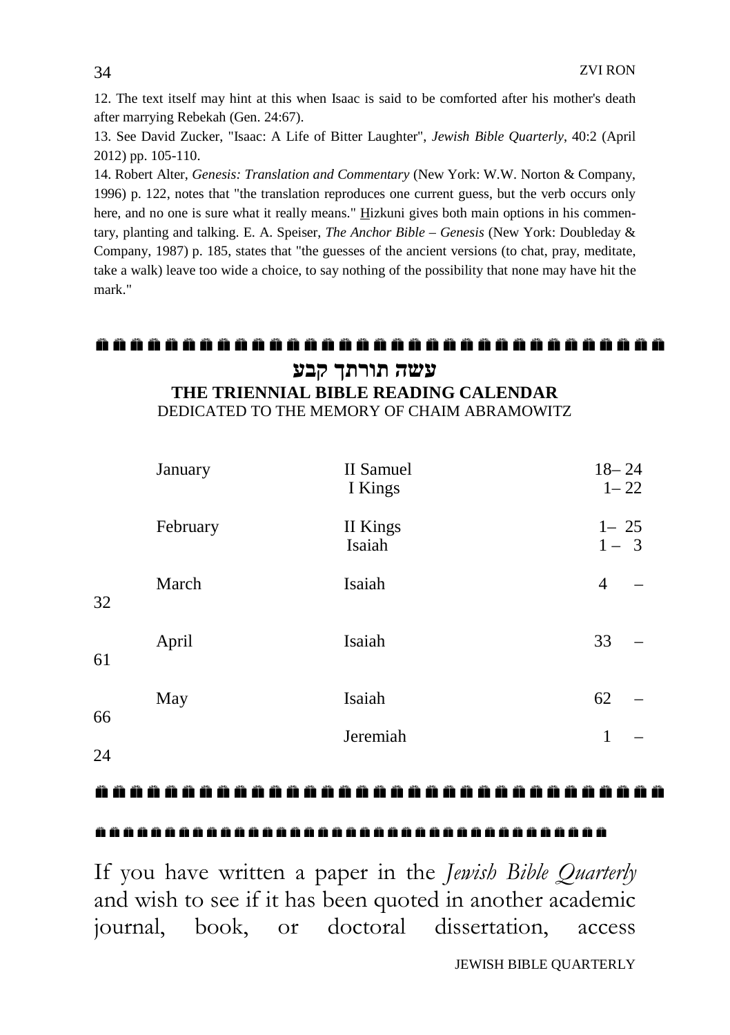12. The text itself may hint at this when Isaac is said to be comforted after his mother's death after marrying Rebekah (Gen. 24:67).

13. See David Zucker, "Isaac: A Life of Bitter Laughter", *Jewish Bible Quarterly*, 40:2 (April 2012) pp. 105-110.

14. Robert Alter, *Genesis: Translation and Commentary* (New York: W.W. Norton & Company, 1996) p. 122, notes that "the translation reproduces one current guess, but the verb occurs only here, and no one is sure what it really means." Hizkuni gives both main options in his commentary, planting and talking. E. A. Speiser, *The Anchor Bible – Genesis* (New York: Doubleday & Company, 1987) p. 185, states that "the guesses of the ancient versions (to chat, pray, meditate, take a walk) leave too wide a choice, to say nothing of the possibility that none may have hit the mark."

---

## עשה תורתך קבע

## THE TRIENNIAL BIBLE READING CALENDAR

DEDICATED TO THE MEMORY OF CHAIM ABRAMOWITZ

| Month | Book | Chapters |
|---|---|---|
| January | II Samuel | 18–24 |
| | I Kings | 1–22 |
| February | II Kings | 1–25 |
| | Isaiah | 1–3 |
| March | Isaiah | 4–32 |
| April | Isaiah | 33–61 |
| May | Isaiah | 62–66 |
| | Jeremiah | 1–24 |

---

If you have written a paper in the *Jewish Bible Quarterly* and wish to see if it has been quoted in another academic journal, book, or doctoral dissertation, access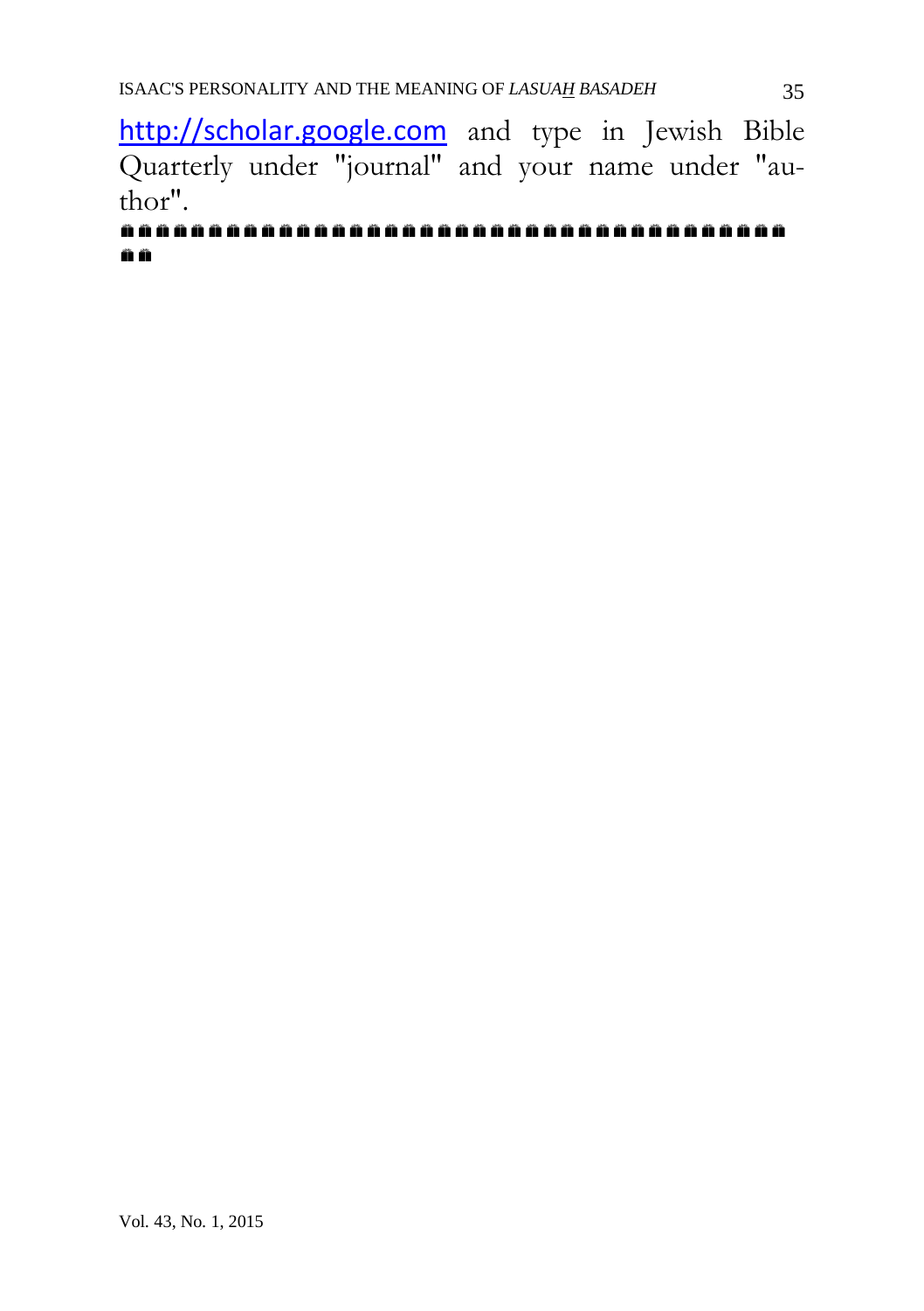http://scholar.google.com and type in Jewish Bible Quarterly under "journal" and your name under "author".